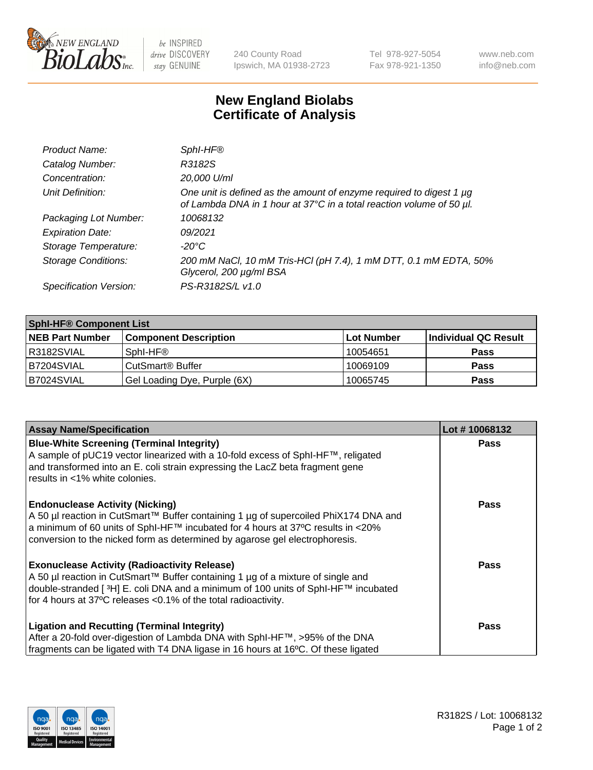# New England Biolabs Certificate of Analysis

| | |
|---|---|
| *Product Name:* | *SphI-HF®* |
| *Catalog Number:* | *R3182S* |
| *Concentration:* | *20,000 U/ml* |
| *Unit Definition:* | *One unit is defined as the amount of enzyme required to digest 1 µg of Lambda DNA in 1 hour at 37°C in a total reaction volume of 50 µl.* |
| *Packaging Lot Number:* | *10068132* |
| *Expiration Date:* | *09/2021* |
| *Storage Temperature:* | *-20°C* |
| *Storage Conditions:* | *200 mM NaCl, 10 mM Tris-HCl (pH 7.4), 1 mM DTT, 0.1 mM EDTA, 50% Glycerol, 200 µg/ml BSA* |
| *Specification Version:* | *PS-R3182S/L v1.0* |

| SphI-HF® Component List | | | |
|---|---|---|---|
| **NEB Part Number** | **Component Description** | **Lot Number** | **Individual QC Result** |
| R3182SVIAL | SphI-HF® | 10054651 | **Pass** |
| B7204SVIAL | CutSmart® Buffer | 10069109 | **Pass** |
| B7024SVIAL | Gel Loading Dye, Purple (6X) | 10065745 | **Pass** |

| Assay Name/Specification | Lot # 10068132 |
|---|---|
| **Blue-White Screening (Terminal Integrity)** A sample of pUC19 vector linearized with a 10-fold excess of SphI-HF™, religated and transformed into an E. coli strain expressing the LacZ beta fragment gene results in <1% white colonies. | **Pass** |
| **Endonuclease Activity (Nicking)** A 50 µl reaction in CutSmart™ Buffer containing 1 µg of supercoiled PhiX174 DNA and a minimum of 60 units of SphI-HF™ incubated for 4 hours at 37ºC results in <20% conversion to the nicked form as determined by agarose gel electrophoresis. | **Pass** |
| **Exonuclease Activity (Radioactivity Release)** A 50 µl reaction in CutSmart™ Buffer containing 1 µg of a mixture of single and double-stranded [ $^3$H] E. coli DNA and a minimum of 100 units of SphI-HF™ incubated for 4 hours at 37ºC releases <0.1% of the total radioactivity. | **Pass** |
| **Ligation and Recutting (Terminal Integrity)** After a 20-fold over-digestion of Lambda DNA with SphI-HF™, >95% of the DNA fragments can be ligated with T4 DNA ligase in 16 hours at 16ºC. Of these ligated | **Pass** |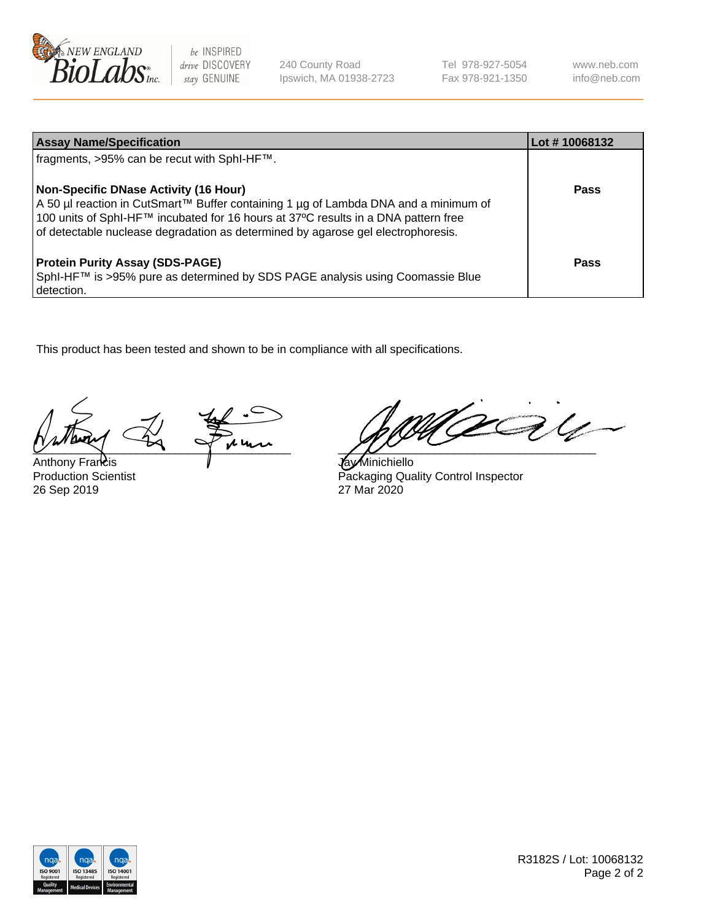| Assay Name/Specification | Lot # 10068132 |
| --- | --- |
| fragments, >95% can be recut with SphI-HF™. | |
| **Non-Specific DNase Activity (16 Hour)**<br>A 50 µl reaction in CutSmart™ Buffer containing 1 µg of Lambda DNA and a minimum of 100 units of SphI-HF™ incubated for 16 hours at 37ºC results in a DNA pattern free of detectable nuclease degradation as determined by agarose gel electrophoresis. | **Pass** |
| **Protein Purity Assay (SDS-PAGE)**<br>SphI-HF™ is >95% pure as determined by SDS PAGE analysis using Coomassie Blue detection. | **Pass** |

This product has been tested and shown to be in compliance with all specifications.

Anthony Francis
Production Scientist
26 Sep 2019

Jay Minichiello
Packaging Quality Control Inspector
27 Mar 2020

R3182S / Lot: 10068132